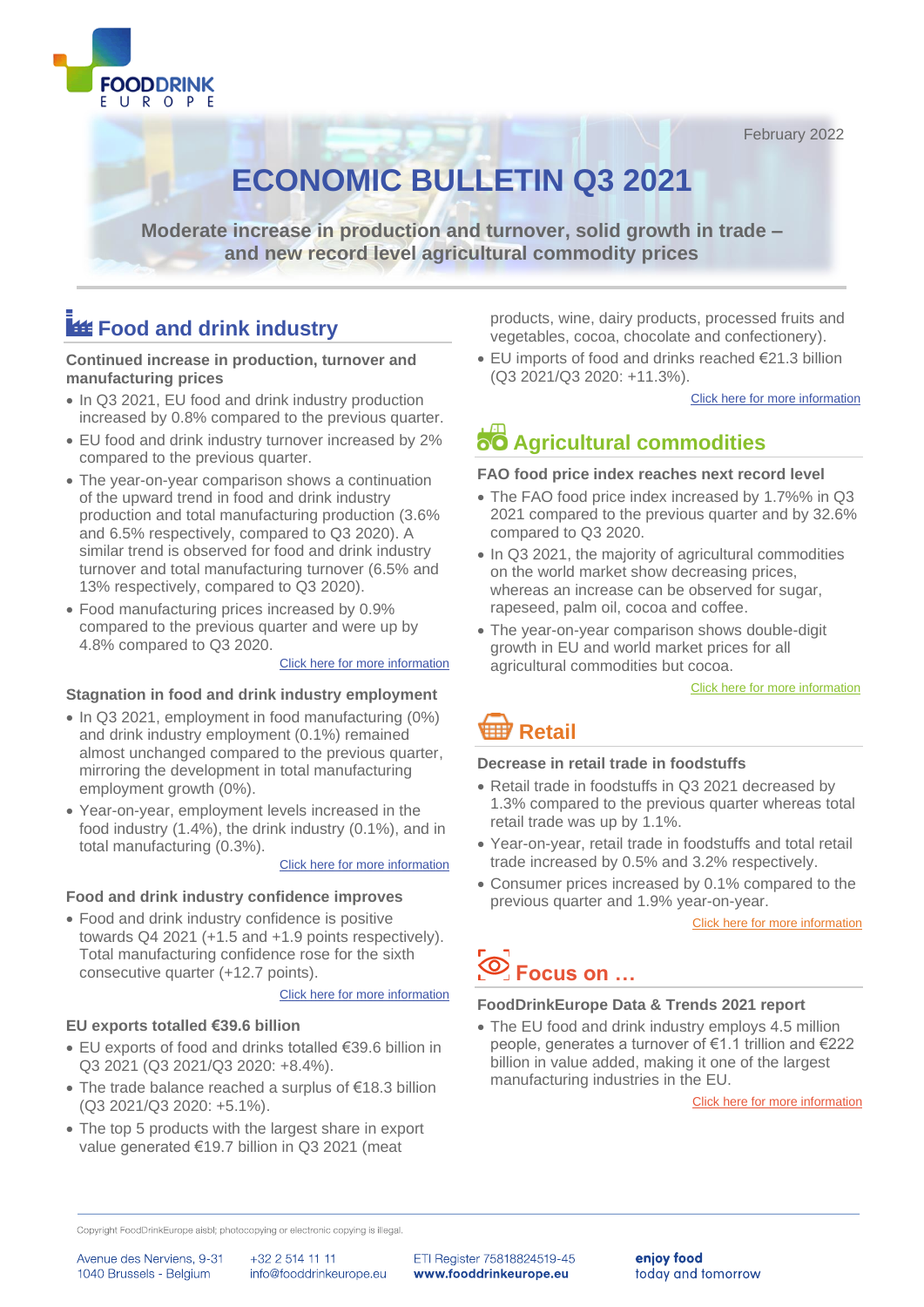February 2022

# ECONOMIC BULLETIN Q3 2021

**Moderate increase in production and turnover, solid growth in trade – and new record level agricultural commodity prices**

## Food and drink industry

### Continued increase in production, turnover and manufacturing prices

- In Q3 2021, EU food and drink industry production increased by 0.8% compared to the previous quarter.
- EU food and drink industry turnover increased by 2% compared to the previous quarter.
- The year-on-year comparison shows a continuation of the upward trend in food and drink industry production and total manufacturing production (3.6% and 6.5% respectively, compared to Q3 2020). A similar trend is observed for food and drink industry turnover and total manufacturing turnover (6.5% and 13% respectively, compared to Q3 2020).
- Food manufacturing prices increased by 0.9% compared to the previous quarter and were up by 4.8% compared to Q3 2020.

Click here for more information

### Stagnation in food and drink industry employment

- In Q3 2021, employment in food manufacturing (0%) and drink industry employment (0.1%) remained almost unchanged compared to the previous quarter, mirroring the development in total manufacturing employment growth (0%).
- Year-on-year, employment levels increased in the food industry (1.4%), the drink industry (0.1%), and in total manufacturing (0.3%).

Click here for more information

### Food and drink industry confidence improves

- Food and drink industry confidence is positive towards Q4 2021 (+1.5 and +1.9 points respectively). Total manufacturing confidence rose for the sixth consecutive quarter (+12.7 points).

Click here for more information

### EU exports totalled €39.6 billion

- EU exports of food and drinks totalled €39.6 billion in Q3 2021 (Q3 2021/Q3 2020: +8.4%).
- The trade balance reached a surplus of €18.3 billion (Q3 2021/Q3 2020: +5.1%).
- The top 5 products with the largest share in export value generated €19.7 billion in Q3 2021 (meat products, wine, dairy products, processed fruits and vegetables, cocoa, chocolate and confectionery).
- EU imports of food and drinks reached €21.3 billion (Q3 2021/Q3 2020: +11.3%).

Click here for more information

## Agricultural commodities

### FAO food price index reaches next record level

- The FAO food price index increased by 1.7%% in Q3 2021 compared to the previous quarter and by 32.6% compared to Q3 2020.
- In Q3 2021, the majority of agricultural commodities on the world market show decreasing prices, whereas an increase can be observed for sugar, rapeseed, palm oil, cocoa and coffee.
- The year-on-year comparison shows double-digit growth in EU and world market prices for all agricultural commodities but cocoa.

Click here for more information

## Retail

### Decrease in retail trade in foodstuffs

- Retail trade in foodstuffs in Q3 2021 decreased by 1.3% compared to the previous quarter whereas total retail trade was up by 1.1%.
- Year-on-year, retail trade in foodstuffs and total retail trade increased by 0.5% and 3.2% respectively.
- Consumer prices increased by 0.1% compared to the previous quarter and 1.9% year-on-year.

Click here for more information

## Focus on …

### FoodDrinkEurope Data & Trends 2021 report

- The EU food and drink industry employs 4.5 million people, generates a turnover of €1.1 trillion and €222 billion in value added, making it one of the largest manufacturing industries in the EU.

Click here for more information

Copyright FoodDrinkEurope aisbl; photocopying or electronic copying is illegal.

Avenue des Nerviens, 9-31
1040 Brussels - Belgium

+32 2 514 11 11
info@fooddrinkeurope.eu

ETI Register 75818824519-45
**www.fooddrinkeurope.eu**

**enjoy food**
today and tomorrow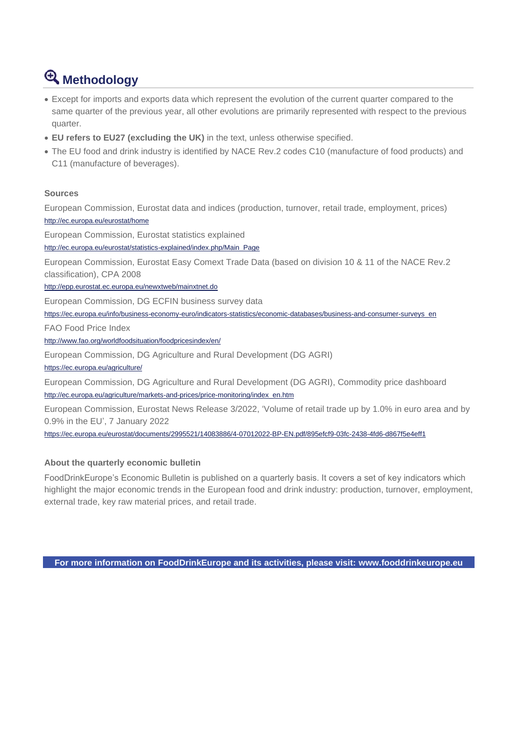## Methodology

- Except for imports and exports data which represent the evolution of the current quarter compared to the same quarter of the previous year, all other evolutions are primarily represented with respect to the previous quarter.
- **EU refers to EU27 (excluding the UK)** in the text, unless otherwise specified.
- The EU food and drink industry is identified by NACE Rev.2 codes C10 (manufacture of food products) and C11 (manufacture of beverages).

### Sources

European Commission, Eurostat data and indices (production, turnover, retail trade, employment, prices)
http://ec.europa.eu/eurostat/home

European Commission, Eurostat statistics explained
http://ec.europa.eu/eurostat/statistics-explained/index.php/Main_Page

European Commission, Eurostat Easy Comext Trade Data (based on division 10 & 11 of the NACE Rev.2 classification), CPA 2008
http://epp.eurostat.ec.europa.eu/newxtweb/mainxtnet.do

European Commission, DG ECFIN business survey data
https://ec.europa.eu/info/business-economy-euro/indicators-statistics/economic-databases/business-and-consumer-surveys_en

FAO Food Price Index
http://www.fao.org/worldfoodsituation/foodpricesindex/en/

European Commission, DG Agriculture and Rural Development (DG AGRI)
https://ec.europa.eu/agriculture/

European Commission, DG Agriculture and Rural Development (DG AGRI), Commodity price dashboard
http://ec.europa.eu/agriculture/markets-and-prices/price-monitoring/index_en.htm

European Commission, Eurostat News Release 3/2022, 'Volume of retail trade up by 1.0% in euro area and by 0.9% in the EU', 7 January 2022
https://ec.europa.eu/eurostat/documents/2995521/14083886/4-07012022-BP-EN.pdf/895efcf9-03fc-2438-4fd6-d867f5e4eff1

### About the quarterly economic bulletin

FoodDrinkEurope's Economic Bulletin is published on a quarterly basis. It covers a set of key indicators which highlight the major economic trends in the European food and drink industry: production, turnover, employment, external trade, key raw material prices, and retail trade.

**For more information on FoodDrinkEurope and its activities, please visit: www.fooddrinkeurope.eu**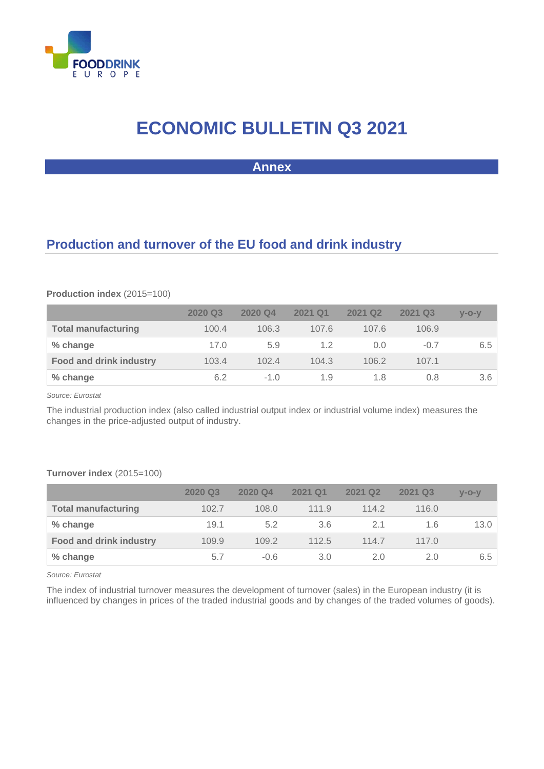# ECONOMIC BULLETIN Q3 2021

## Annex

## Production and turnover of the EU food and drink industry

**Production index** (2015=100)

| | 2020 Q3 | 2020 Q4 | 2021 Q1 | 2021 Q2 | 2021 Q3 | y-o-y |
|---|---|---|---|---|---|---|
| **Total manufacturing** | 100.4 | 106.3 | 107.6 | 107.6 | 106.9 | |
| **% change** | 17.0 | 5.9 | 1.2 | 0.0 | -0.7 | 6.5 |
| **Food and drink industry** | 103.4 | 102.4 | 104.3 | 106.2 | 107.1 | |
| **% change** | 6.2 | -1.0 | 1.9 | 1.8 | 0.8 | 3.6 |

*Source: Eurostat*

The industrial production index (also called industrial output index or industrial volume index) measures the changes in the price-adjusted output of industry.

**Turnover index** (2015=100)

| | 2020 Q3 | 2020 Q4 | 2021 Q1 | 2021 Q2 | 2021 Q3 | y-o-y |
|---|---|---|---|---|---|---|
| **Total manufacturing** | 102.7 | 108.0 | 111.9 | 114.2 | 116.0 | |
| **% change** | 19.1 | 5.2 | 3.6 | 2.1 | 1.6 | 13.0 |
| **Food and drink industry** | 109.9 | 109.2 | 112.5 | 114.7 | 117.0 | |
| **% change** | 5.7 | -0.6 | 3.0 | 2.0 | 2.0 | 6.5 |

*Source: Eurostat*

The index of industrial turnover measures the development of turnover (sales) in the European industry (it is influenced by changes in prices of the traded industrial goods and by changes of the traded volumes of goods).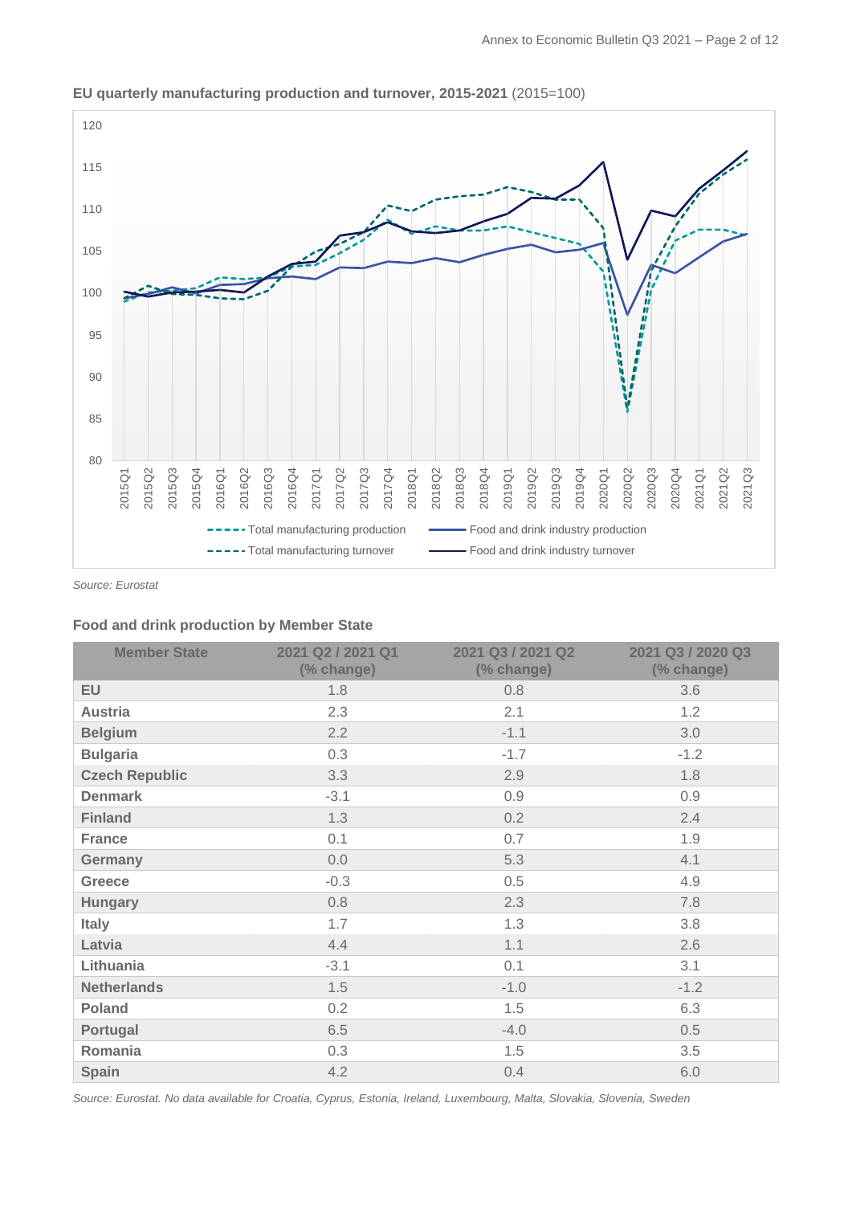**EU quarterly manufacturing production and turnover, 2015-2021** (2015=100)

*Source: Eurostat*

**Food and drink production by Member State**

| Member State | 2021 Q2 / 2021 Q1 (% change) | 2021 Q3 / 2021 Q2 (% change) | 2021 Q3 / 2020 Q3 (% change) |
|---|---|---|---|
| EU | 1.8 | 0.8 | 3.6 |
| Austria | 2.3 | 2.1 | 1.2 |
| Belgium | 2.2 | -1.1 | 3.0 |
| Bulgaria | 0.3 | -1.7 | -1.2 |
| Czech Republic | 3.3 | 2.9 | 1.8 |
| Denmark | -3.1 | 0.9 | 0.9 |
| Finland | 1.3 | 0.2 | 2.4 |
| France | 0.1 | 0.7 | 1.9 |
| Germany | 0.0 | 5.3 | 4.1 |
| Greece | -0.3 | 0.5 | 4.9 |
| Hungary | 0.8 | 2.3 | 7.8 |
| Italy | 1.7 | 1.3 | 3.8 |
| Latvia | 4.4 | 1.1 | 2.6 |
| Lithuania | -3.1 | 0.1 | 3.1 |
| Netherlands | 1.5 | -1.0 | -1.2 |
| Poland | 0.2 | 1.5 | 6.3 |
| Portugal | 6.5 | -4.0 | 0.5 |
| Romania | 0.3 | 1.5 | 3.5 |
| Spain | 4.2 | 0.4 | 6.0 |

*Source: Eurostat. No data available for Croatia, Cyprus, Estonia, Ireland, Luxembourg, Malta, Slovakia, Slovenia, Sweden*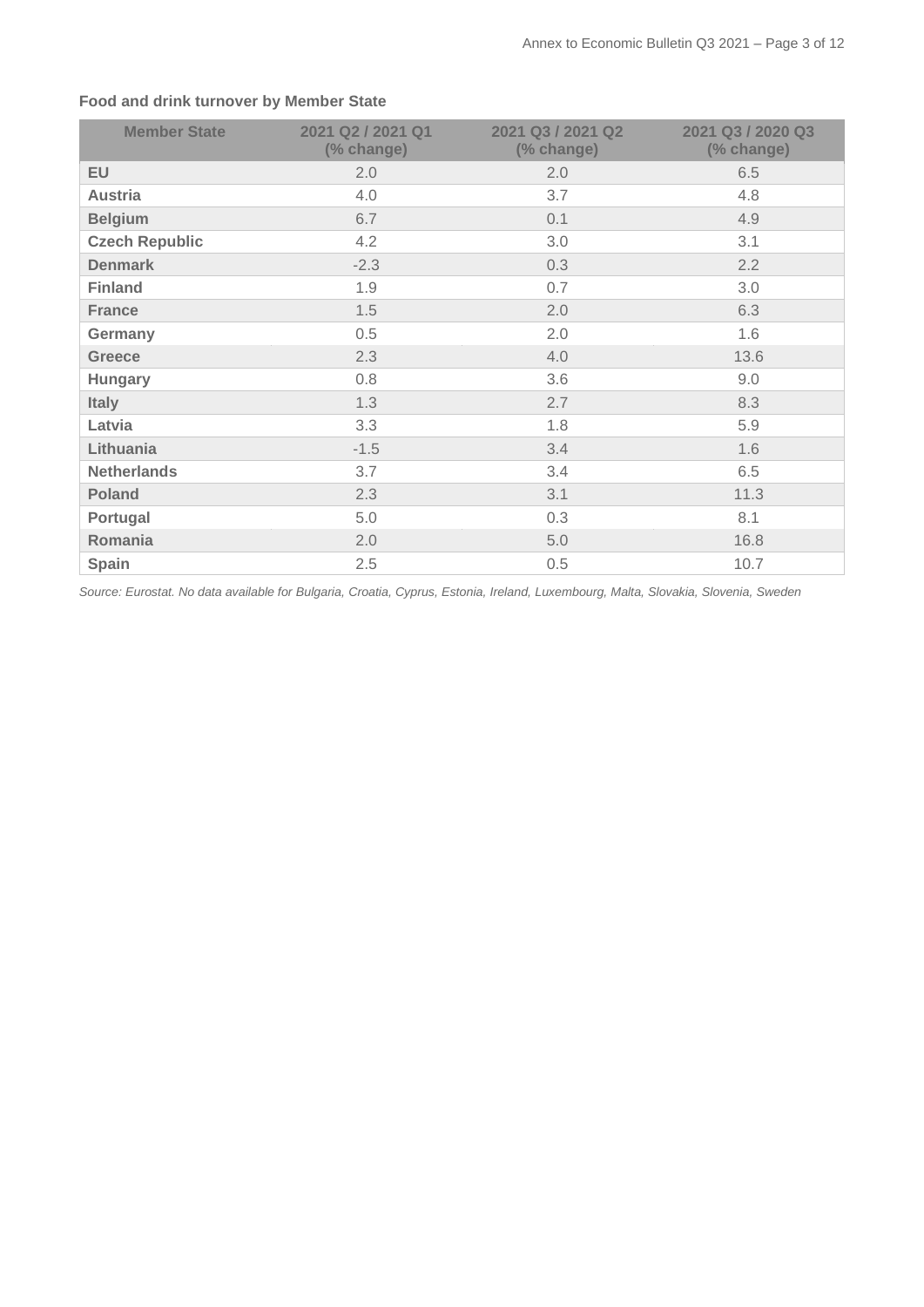**Food and drink turnover by Member State**

| Member State | 2021 Q2 / 2021 Q1 (% change) | 2021 Q3 / 2021 Q2 (% change) | 2021 Q3 / 2020 Q3 (% change) |
|---|---|---|---|
| EU | 2.0 | 2.0 | 6.5 |
| Austria | 4.0 | 3.7 | 4.8 |
| Belgium | 6.7 | 0.1 | 4.9 |
| Czech Republic | 4.2 | 3.0 | 3.1 |
| Denmark | -2.3 | 0.3 | 2.2 |
| Finland | 1.9 | 0.7 | 3.0 |
| France | 1.5 | 2.0 | 6.3 |
| Germany | 0.5 | 2.0 | 1.6 |
| Greece | 2.3 | 4.0 | 13.6 |
| Hungary | 0.8 | 3.6 | 9.0 |
| Italy | 1.3 | 2.7 | 8.3 |
| Latvia | 3.3 | 1.8 | 5.9 |
| Lithuania | -1.5 | 3.4 | 1.6 |
| Netherlands | 3.7 | 3.4 | 6.5 |
| Poland | 2.3 | 3.1 | 11.3 |
| Portugal | 5.0 | 0.3 | 8.1 |
| Romania | 2.0 | 5.0 | 16.8 |
| Spain | 2.5 | 0.5 | 10.7 |

*Source: Eurostat. No data available for Bulgaria, Croatia, Cyprus, Estonia, Ireland, Luxembourg, Malta, Slovakia, Slovenia, Sweden*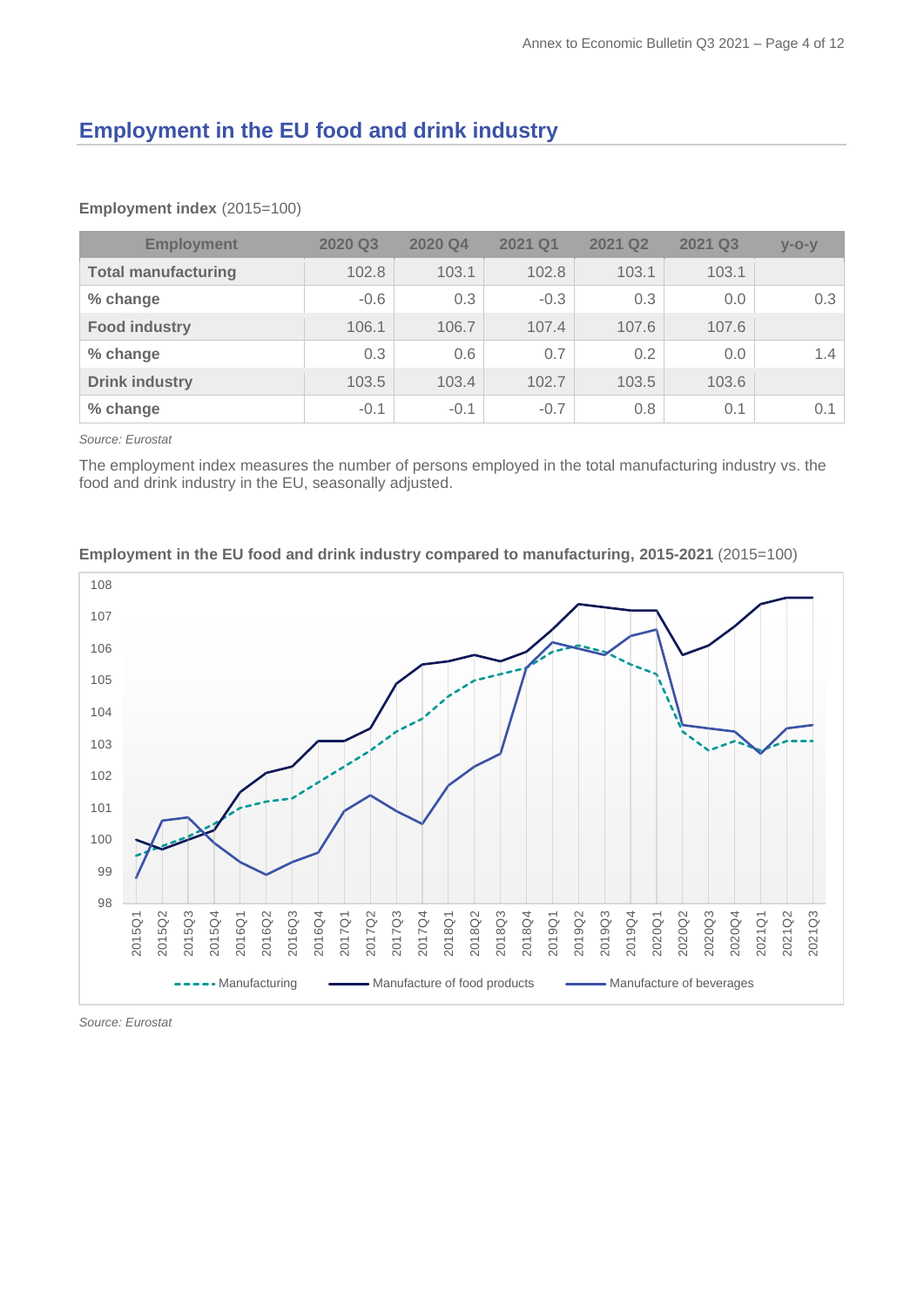## Employment in the EU food and drink industry

**Employment index** (2015=100)

| Employment | 2020 Q3 | 2020 Q4 | 2021 Q1 | 2021 Q2 | 2021 Q3 | y-o-y |
|---|---|---|---|---|---|---|
| **Total manufacturing** | 102.8 | 103.1 | 102.8 | 103.1 | 103.1 | |
| **% change** | -0.6 | 0.3 | -0.3 | 0.3 | 0.0 | 0.3 |
| **Food industry** | 106.1 | 106.7 | 107.4 | 107.6 | 107.6 | |
| **% change** | 0.3 | 0.6 | 0.7 | 0.2 | 0.0 | 1.4 |
| **Drink industry** | 103.5 | 103.4 | 102.7 | 103.5 | 103.6 | |
| **% change** | -0.1 | -0.1 | -0.7 | 0.8 | 0.1 | 0.1 |

*Source: Eurostat*

The employment index measures the number of persons employed in the total manufacturing industry vs. the food and drink industry in the EU, seasonally adjusted.

**Employment in the EU food and drink industry compared to manufacturing, 2015-2021** (2015=100)

*Source: Eurostat*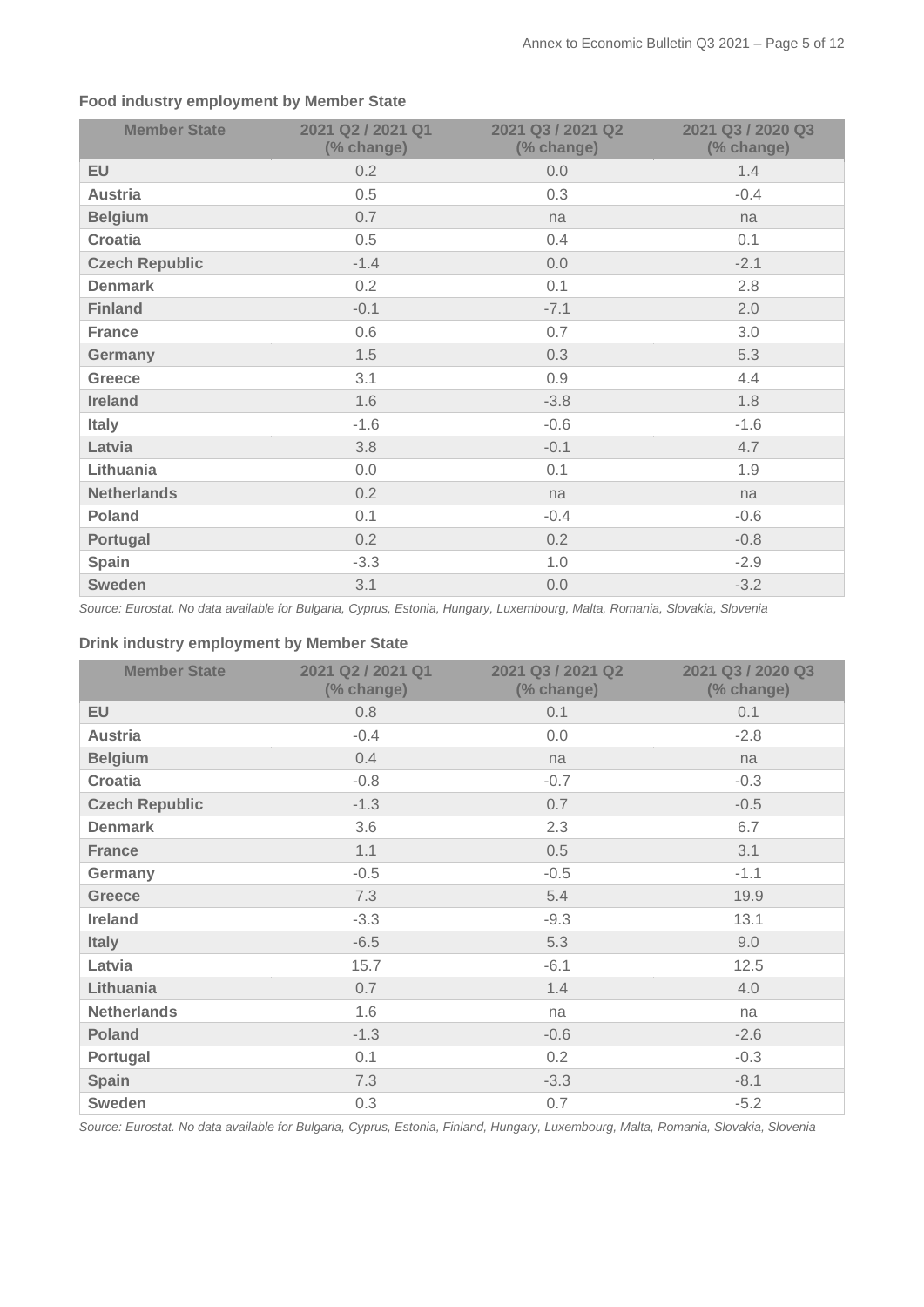### Food industry employment by Member State

| Member State | 2021 Q2 / 2021 Q1 (% change) | 2021 Q3 / 2021 Q2 (% change) | 2021 Q3 / 2020 Q3 (% change) |
|---|---|---|---|
| **EU** | 0.2 | 0.0 | 1.4 |
| **Austria** | 0.5 | 0.3 | -0.4 |
| **Belgium** | 0.7 | na | na |
| **Croatia** | 0.5 | 0.4 | 0.1 |
| **Czech Republic** | -1.4 | 0.0 | -2.1 |
| **Denmark** | 0.2 | 0.1 | 2.8 |
| **Finland** | -0.1 | -7.1 | 2.0 |
| **France** | 0.6 | 0.7 | 3.0 |
| **Germany** | 1.5 | 0.3 | 5.3 |
| **Greece** | 3.1 | 0.9 | 4.4 |
| **Ireland** | 1.6 | -3.8 | 1.8 |
| **Italy** | -1.6 | -0.6 | -1.6 |
| **Latvia** | 3.8 | -0.1 | 4.7 |
| **Lithuania** | 0.0 | 0.1 | 1.9 |
| **Netherlands** | 0.2 | na | na |
| **Poland** | 0.1 | -0.4 | -0.6 |
| **Portugal** | 0.2 | 0.2 | -0.8 |
| **Spain** | -3.3 | 1.0 | -2.9 |
| **Sweden** | 3.1 | 0.0 | -3.2 |

*Source: Eurostat. No data available for Bulgaria, Cyprus, Estonia, Hungary, Luxembourg, Malta, Romania, Slovakia, Slovenia*

### Drink industry employment by Member State

| Member State | 2021 Q2 / 2021 Q1 (% change) | 2021 Q3 / 2021 Q2 (% change) | 2021 Q3 / 2020 Q3 (% change) |
|---|---|---|---|
| **EU** | 0.8 | 0.1 | 0.1 |
| **Austria** | -0.4 | 0.0 | -2.8 |
| **Belgium** | 0.4 | na | na |
| **Croatia** | -0.8 | -0.7 | -0.3 |
| **Czech Republic** | -1.3 | 0.7 | -0.5 |
| **Denmark** | 3.6 | 2.3 | 6.7 |
| **France** | 1.1 | 0.5 | 3.1 |
| **Germany** | -0.5 | -0.5 | -1.1 |
| **Greece** | 7.3 | 5.4 | 19.9 |
| **Ireland** | -3.3 | -9.3 | 13.1 |
| **Italy** | -6.5 | 5.3 | 9.0 |
| **Latvia** | 15.7 | -6.1 | 12.5 |
| **Lithuania** | 0.7 | 1.4 | 4.0 |
| **Netherlands** | 1.6 | na | na |
| **Poland** | -1.3 | -0.6 | -2.6 |
| **Portugal** | 0.1 | 0.2 | -0.3 |
| **Spain** | 7.3 | -3.3 | -8.1 |
| **Sweden** | 0.3 | 0.7 | -5.2 |

*Source: Eurostat. No data available for Bulgaria, Cyprus, Estonia, Finland, Hungary, Luxembourg, Malta, Romania, Slovakia, Slovenia*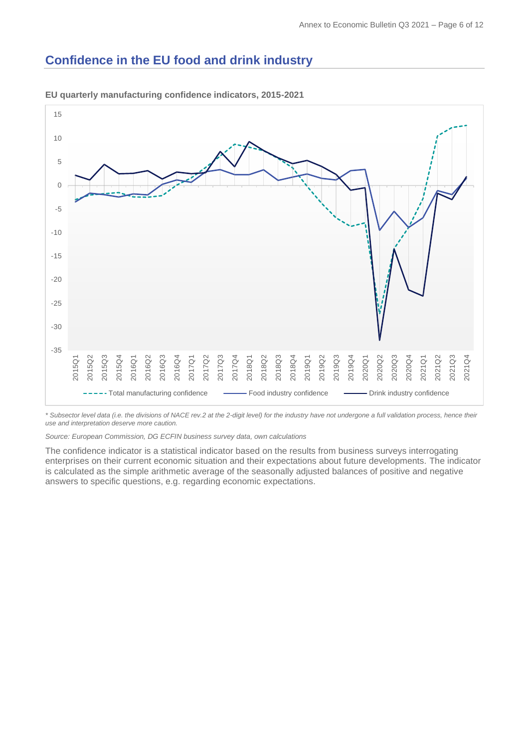## Confidence in the EU food and drink industry

**EU quarterly manufacturing confidence indicators, 2015-2021**

*\* Subsector level data (i.e. the divisions of NACE rev.2 at the 2-digit level) for the industry have not undergone a full validation process, hence their use and interpretation deserve more caution.*

*Source: European Commission, DG ECFIN business survey data, own calculations*

The confidence indicator is a statistical indicator based on the results from business surveys interrogating enterprises on their current economic situation and their expectations about future developments. The indicator is calculated as the simple arithmetic average of the seasonally adjusted balances of positive and negative answers to specific questions, e.g. regarding economic expectations.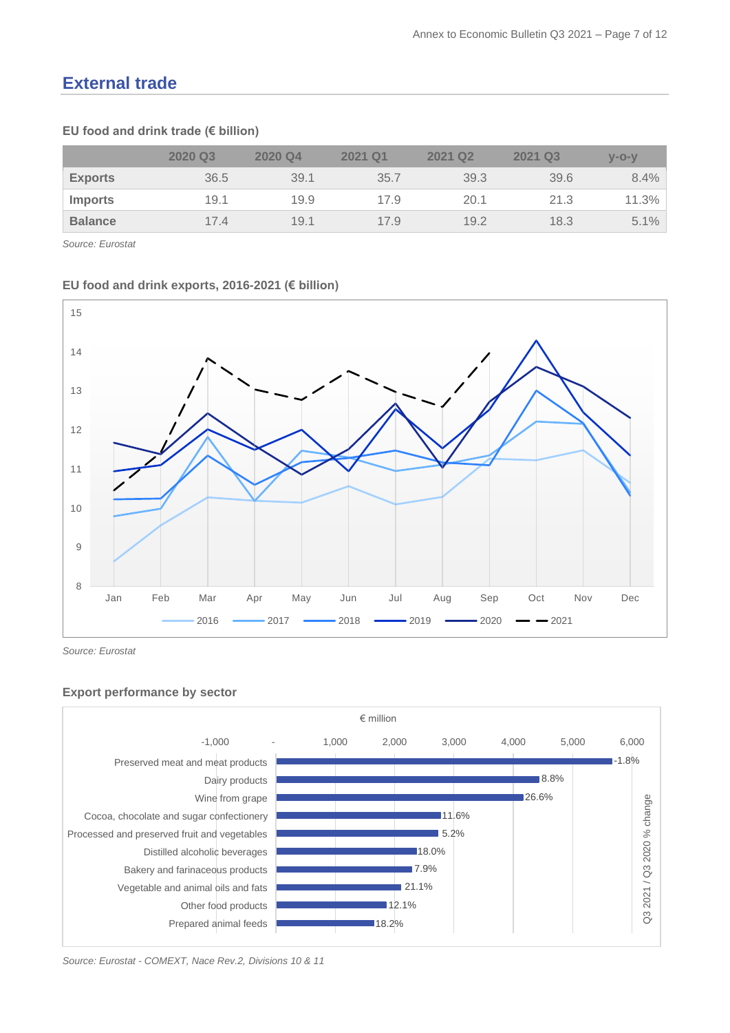## External trade

**EU food and drink trade (€ billion)**

| | 2020 Q3 | 2020 Q4 | 2021 Q1 | 2021 Q2 | 2021 Q3 | y-o-y |
|---|---|---|---|---|---|---|
| **Exports** | 36.5 | 39.1 | 35.7 | 39.3 | 39.6 | 8.4% |
| **Imports** | 19.1 | 19.9 | 17.9 | 20.1 | 21.3 | 11.3% |
| **Balance** | 17.4 | 19.1 | 17.9 | 19.2 | 18.3 | 5.1% |

*Source: Eurostat*

**EU food and drink exports, 2016-2021 (€ billion)**

*Source: Eurostat*

**Export performance by sector**

*Source: Eurostat - COMEXT, Nace Rev.2, Divisions 10 & 11*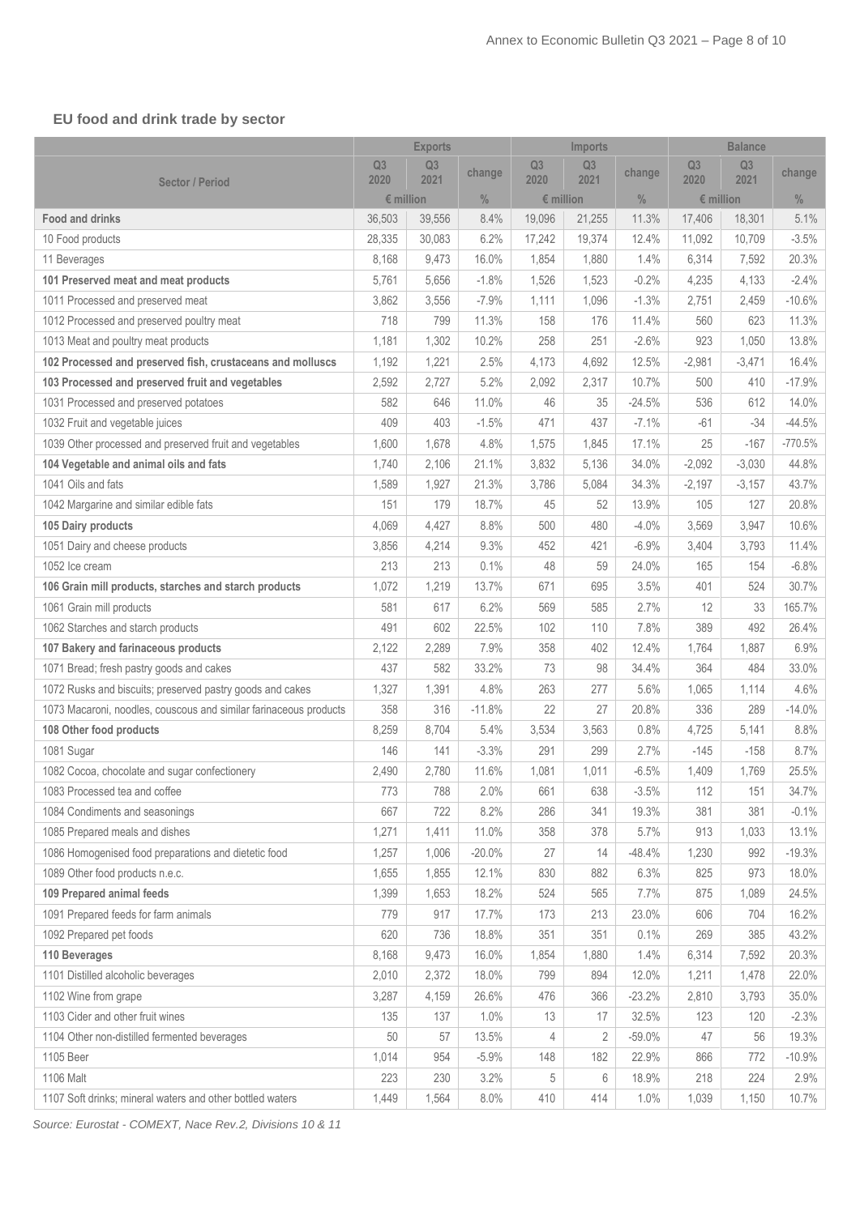## EU food and drink trade by sector

| Sector / Period | Exports | | | Imports | | | Balance | | |
|---|---|---|---|---|---|---|---|---|---|
| | Q3 2020 | Q3 2021 | change | Q3 2020 | Q3 2021 | change | Q3 2020 | Q3 2021 | change |
| | € million | | % | € million | | % | € million | | % |
| **Food and drinks** | 36,503 | 39,556 | 8.4% | 19,096 | 21,255 | 11.3% | 17,406 | 18,301 | 5.1% |
| 10 Food products | 28,335 | 30,083 | 6.2% | 17,242 | 19,374 | 12.4% | 11,092 | 10,709 | -3.5% |
| 11 Beverages | 8,168 | 9,473 | 16.0% | 1,854 | 1,880 | 1.4% | 6,314 | 7,592 | 20.3% |
| **101 Preserved meat and meat products** | 5,761 | 5,656 | -1.8% | 1,526 | 1,523 | -0.2% | 4,235 | 4,133 | -2.4% |
| 1011 Processed and preserved meat | 3,862 | 3,556 | -7.9% | 1,111 | 1,096 | -1.3% | 2,751 | 2,459 | -10.6% |
| 1012 Processed and preserved poultry meat | 718 | 799 | 11.3% | 158 | 176 | 11.4% | 560 | 623 | 11.3% |
| 1013 Meat and poultry meat products | 1,181 | 1,302 | 10.2% | 258 | 251 | -2.6% | 923 | 1,050 | 13.8% |
| **102 Processed and preserved fish, crustaceans and molluscs** | 1,192 | 1,221 | 2.5% | 4,173 | 4,692 | 12.5% | -2,981 | -3,471 | 16.4% |
| **103 Processed and preserved fruit and vegetables** | 2,592 | 2,727 | 5.2% | 2,092 | 2,317 | 10.7% | 500 | 410 | -17.9% |
| 1031 Processed and preserved potatoes | 582 | 646 | 11.0% | 46 | 35 | -24.5% | 536 | 612 | 14.0% |
| 1032 Fruit and vegetable juices | 409 | 403 | -1.5% | 471 | 437 | -7.1% | -61 | -34 | -44.5% |
| 1039 Other processed and preserved fruit and vegetables | 1,600 | 1,678 | 4.8% | 1,575 | 1,845 | 17.1% | 25 | -167 | -770.5% |
| **104 Vegetable and animal oils and fats** | 1,740 | 2,106 | 21.1% | 3,832 | 5,136 | 34.0% | -2,092 | -3,030 | 44.8% |
| 1041 Oils and fats | 1,589 | 1,927 | 21.3% | 3,786 | 5,084 | 34.3% | -2,197 | -3,157 | 43.7% |
| 1042 Margarine and similar edible fats | 151 | 179 | 18.7% | 45 | 52 | 13.9% | 105 | 127 | 20.8% |
| **105 Dairy products** | 4,069 | 4,427 | 8.8% | 500 | 480 | -4.0% | 3,569 | 3,947 | 10.6% |
| 1051 Dairy and cheese products | 3,856 | 4,214 | 9.3% | 452 | 421 | -6.9% | 3,404 | 3,793 | 11.4% |
| 1052 Ice cream | 213 | 213 | 0.1% | 48 | 59 | 24.0% | 165 | 154 | -6.8% |
| **106 Grain mill products, starches and starch products** | 1,072 | 1,219 | 13.7% | 671 | 695 | 3.5% | 401 | 524 | 30.7% |
| 1061 Grain mill products | 581 | 617 | 6.2% | 569 | 585 | 2.7% | 12 | 33 | 165.7% |
| 1062 Starches and starch products | 491 | 602 | 22.5% | 102 | 110 | 7.8% | 389 | 492 | 26.4% |
| **107 Bakery and farinaceous products** | 2,122 | 2,289 | 7.9% | 358 | 402 | 12.4% | 1,764 | 1,887 | 6.9% |
| 1071 Bread; fresh pastry goods and cakes | 437 | 582 | 33.2% | 73 | 98 | 34.4% | 364 | 484 | 33.0% |
| 1072 Rusks and biscuits; preserved pastry goods and cakes | 1,327 | 1,391 | 4.8% | 263 | 277 | 5.6% | 1,065 | 1,114 | 4.6% |
| 1073 Macaroni, noodles, couscous and similar farinaceous products | 358 | 316 | -11.8% | 22 | 27 | 20.8% | 336 | 289 | -14.0% |
| **108 Other food products** | 8,259 | 8,704 | 5.4% | 3,534 | 3,563 | 0.8% | 4,725 | 5,141 | 8.8% |
| 1081 Sugar | 146 | 141 | -3.3% | 291 | 299 | 2.7% | -145 | -158 | 8.7% |
| 1082 Cocoa, chocolate and sugar confectionery | 2,490 | 2,780 | 11.6% | 1,081 | 1,011 | -6.5% | 1,409 | 1,769 | 25.5% |
| 1083 Processed tea and coffee | 773 | 788 | 2.0% | 661 | 638 | -3.5% | 112 | 151 | 34.7% |
| 1084 Condiments and seasonings | 667 | 722 | 8.2% | 286 | 341 | 19.3% | 381 | 381 | -0.1% |
| 1085 Prepared meals and dishes | 1,271 | 1,411 | 11.0% | 358 | 378 | 5.7% | 913 | 1,033 | 13.1% |
| 1086 Homogenised food preparations and dietetic food | 1,257 | 1,006 | -20.0% | 27 | 14 | -48.4% | 1,230 | 992 | -19.3% |
| 1089 Other food products n.e.c. | 1,655 | 1,855 | 12.1% | 830 | 882 | 6.3% | 825 | 973 | 18.0% |
| **109 Prepared animal feeds** | 1,399 | 1,653 | 18.2% | 524 | 565 | 7.7% | 875 | 1,089 | 24.5% |
| 1091 Prepared feeds for farm animals | 779 | 917 | 17.7% | 173 | 213 | 23.0% | 606 | 704 | 16.2% |
| 1092 Prepared pet foods | 620 | 736 | 18.8% | 351 | 351 | 0.1% | 269 | 385 | 43.2% |
| **110 Beverages** | 8,168 | 9,473 | 16.0% | 1,854 | 1,880 | 1.4% | 6,314 | 7,592 | 20.3% |
| 1101 Distilled alcoholic beverages | 2,010 | 2,372 | 18.0% | 799 | 894 | 12.0% | 1,211 | 1,478 | 22.0% |
| 1102 Wine from grape | 3,287 | 4,159 | 26.6% | 476 | 366 | -23.2% | 2,810 | 3,793 | 35.0% |
| 1103 Cider and other fruit wines | 135 | 137 | 1.0% | 13 | 17 | 32.5% | 123 | 120 | -2.3% |
| 1104 Other non-distilled fermented beverages | 50 | 57 | 13.5% | 4 | 2 | -59.0% | 47 | 56 | 19.3% |
| 1105 Beer | 1,014 | 954 | -5.9% | 148 | 182 | 22.9% | 866 | 772 | -10.9% |
| 1106 Malt | 223 | 230 | 3.2% | 5 | 6 | 18.9% | 218 | 224 | 2.9% |
| 1107 Soft drinks; mineral waters and other bottled waters | 1,449 | 1,564 | 8.0% | 410 | 414 | 1.0% | 1,039 | 1,150 | 10.7% |

*Source: Eurostat - COMEXT, Nace Rev.2, Divisions 10 & 11*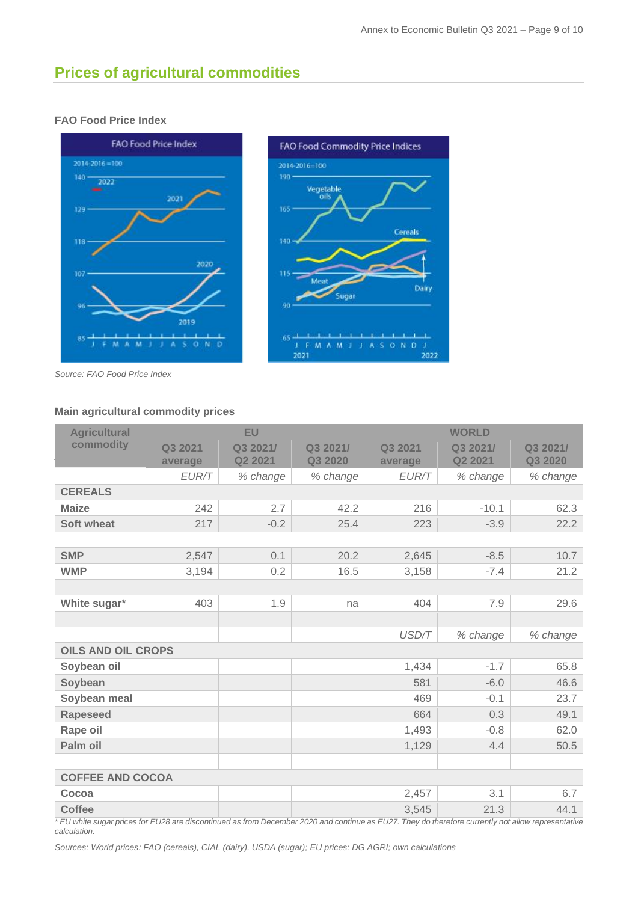## Prices of agricultural commodities

### FAO Food Price Index

Source: FAO Food Price Index

### Main agricultural commodity prices

| Agricultural commodity | EU | | | WORLD | | |
|---|---|---|---|---|---|---|
| | Q3 2021 average | Q3 2021/ Q2 2021 | Q3 2021/ Q3 2020 | Q3 2021 average | Q3 2021/ Q2 2021 | Q3 2021/ Q3 2020 |
| | *EUR/T* | *% change* | *% change* | *EUR/T* | *% change* | *% change* |
| **CEREALS** | | | | | | |
| **Maize** | 242 | 2.7 | 42.2 | 216 | -10.1 | 62.3 |
| **Soft wheat** | 217 | -0.2 | 25.4 | 223 | -3.9 | 22.2 |
| | | | | | | |
| **SMP** | 2,547 | 0.1 | 20.2 | 2,645 | -8.5 | 10.7 |
| **WMP** | 3,194 | 0.2 | 16.5 | 3,158 | -7.4 | 21.2 |
| | | | | | | |
| **White sugar*** | 403 | 1.9 | na | 404 | 7.9 | 29.6 |
| | | | | | | |
| | | | | *USD/T* | *% change* | *% change* |
| **OILS AND OIL CROPS** | | | | | | |
| **Soybean oil** | | | | 1,434 | -1.7 | 65.8 |
| **Soybean** | | | | 581 | -6.0 | 46.6 |
| **Soybean meal** | | | | 469 | -0.1 | 23.7 |
| **Rapeseed** | | | | 664 | 0.3 | 49.1 |
| **Rape oil** | | | | 1,493 | -0.8 | 62.0 |
| **Palm oil** | | | | 1,129 | 4.4 | 50.5 |
| | | | | | | |
| **COFFEE AND COCOA** | | | | | | |
| **Cocoa** | | | | 2,457 | 3.1 | 6.7 |
| **Coffee** | | | | 3,545 | 21.3 | 44.1 |

*\* EU white sugar prices for EU28 are discontinued as from December 2020 and continue as EU27. They do therefore currently not allow representative calculation.*

*Sources: World prices: FAO (cereals), CIAL (dairy), USDA (sugar); EU prices: DG AGRI; own calculations*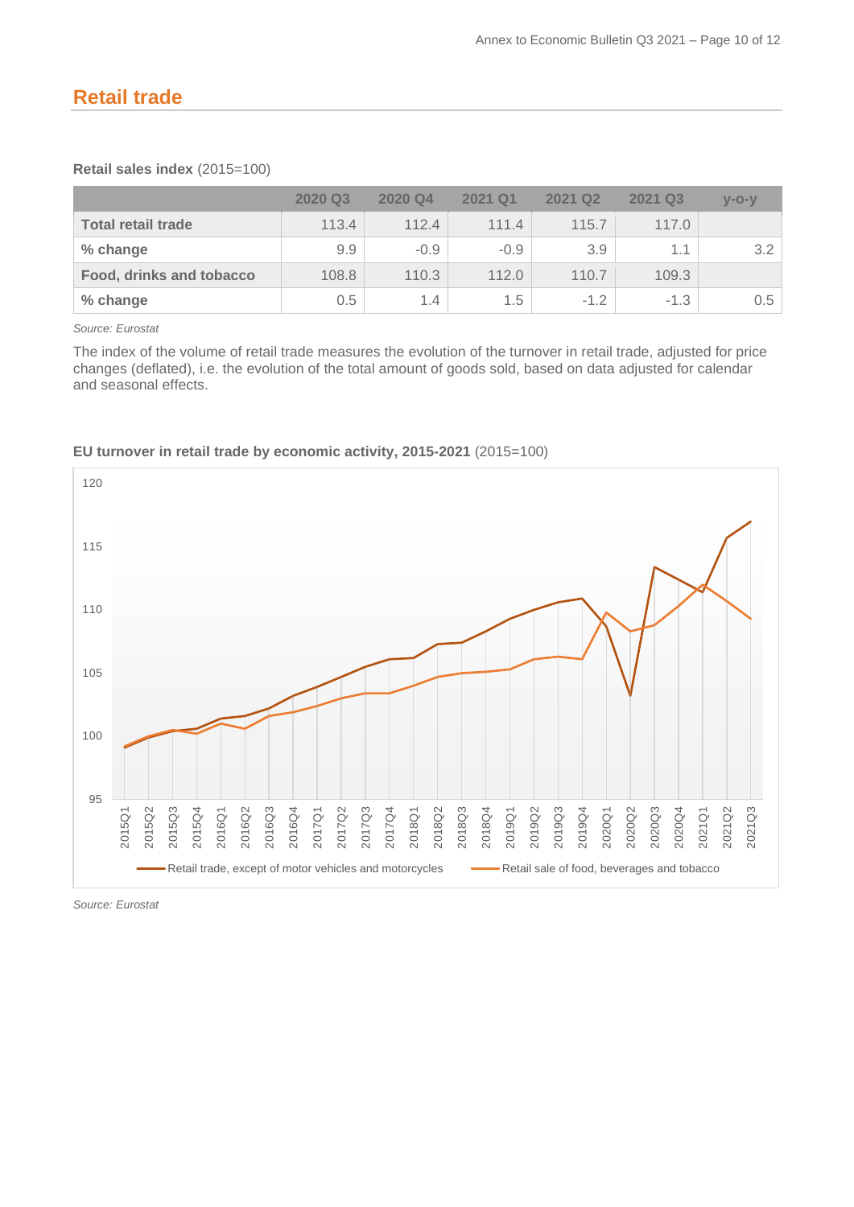## Retail trade

**Retail sales index** (2015=100)

| | 2020 Q3 | 2020 Q4 | 2021 Q1 | 2021 Q2 | 2021 Q3 | y-o-y |
|---|---|---|---|---|---|---|
| **Total retail trade** | 113.4 | 112.4 | 111.4 | 115.7 | 117.0 | |
| **% change** | 9.9 | -0.9 | -0.9 | 3.9 | 1.1 | 3.2 |
| **Food, drinks and tobacco** | 108.8 | 110.3 | 112.0 | 110.7 | 109.3 | |
| **% change** | 0.5 | 1.4 | 1.5 | -1.2 | -1.3 | 0.5 |

*Source: Eurostat*

The index of the volume of retail trade measures the evolution of the turnover in retail trade, adjusted for price changes (deflated), i.e. the evolution of the total amount of goods sold, based on data adjusted for calendar and seasonal effects.

**EU turnover in retail trade by economic activity, 2015-2021** (2015=100)

*Source: Eurostat*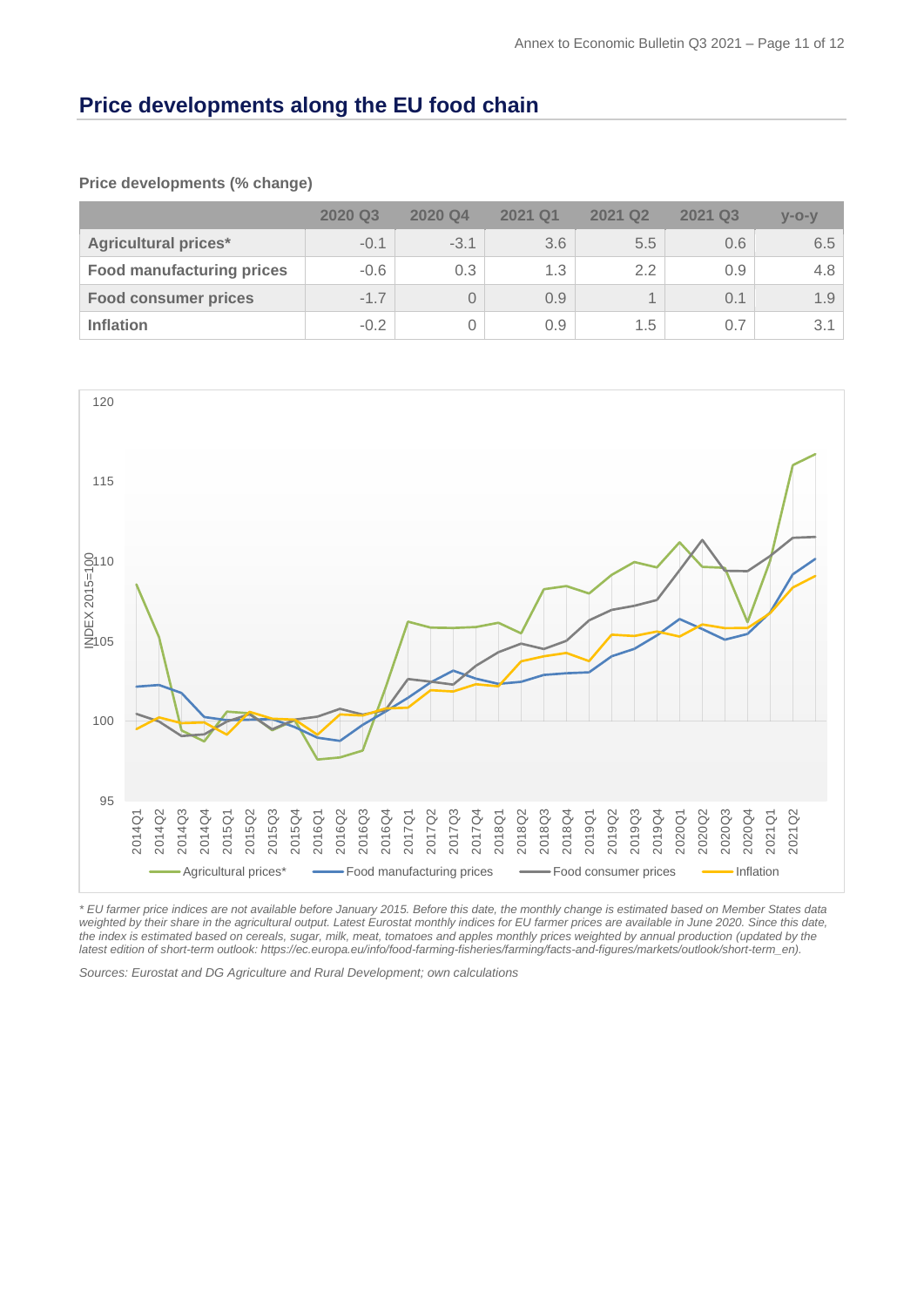## Price developments along the EU food chain

**Price developments (% change)**

| | 2020 Q3 | 2020 Q4 | 2021 Q1 | 2021 Q2 | 2021 Q3 | y-o-y |
|---|---|---|---|---|---|---|
| **Agricultural prices*** | -0.1 | -3.1 | 3.6 | 5.5 | 0.6 | 6.5 |
| **Food manufacturing prices** | -0.6 | 0.3 | 1.3 | 2.2 | 0.9 | 4.8 |
| **Food consumer prices** | -1.7 | 0 | 0.9 | 1 | 0.1 | 1.9 |
| **Inflation** | -0.2 | 0 | 0.9 | 1.5 | 0.7 | 3.1 |

*\* EU farmer price indices are not available before January 2015. Before this date, the monthly change is estimated based on Member States data weighted by their share in the agricultural output. Latest Eurostat monthly indices for EU farmer prices are available in June 2020. Since this date, the index is estimated based on cereals, sugar, milk, meat, tomatoes and apples monthly prices weighted by annual production (updated by the latest edition of short-term outlook: https://ec.europa.eu/info/food-farming-fisheries/farming/facts-and-figures/markets/outlook/short-term_en).*

*Sources: Eurostat and DG Agriculture and Rural Development; own calculations*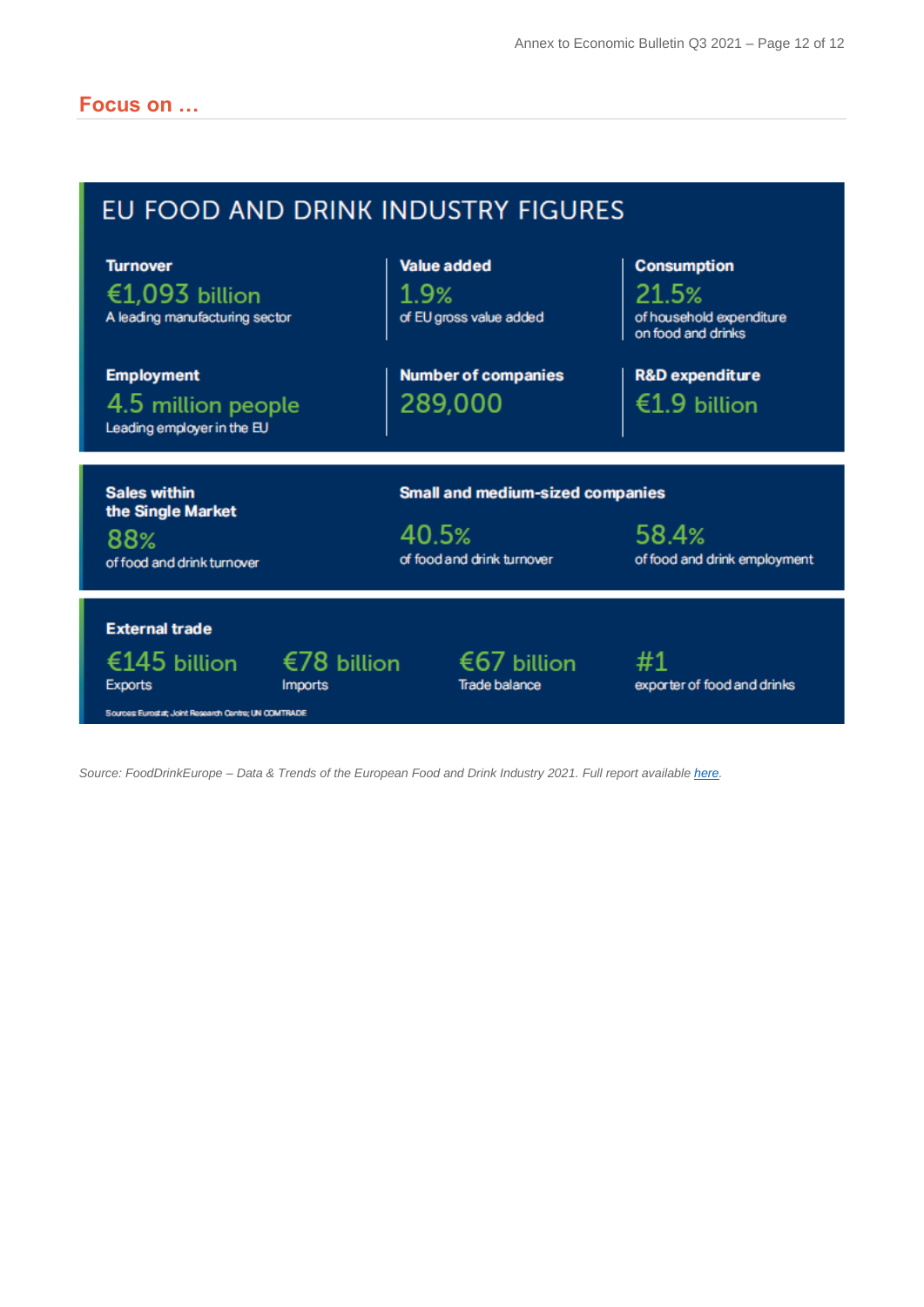## Focus on …

### EU FOOD AND DRINK INDUSTRY FIGURES

**Turnover**
€1,093 billion
A leading manufacturing sector

**Value added**
1.9%
of EU gross value added

**Consumption**
21.5%
of household expenditure on food and drinks

**Employment**
4.5 million people
Leading employer in the EU

**Number of companies**
289,000

**R&D expenditure**
€1.9 billion

**Sales within the Single Market**
88%
of food and drink turnover

**Small and medium-sized companies**
40.5%
of food and drink turnover

58.4%
of food and drink employment

**External trade**
€145 billion
Exports

€78 billion
Imports

€67 billion
Trade balance

#1
exporter of food and drinks

Sources: Eurostat; Joint Research Centre; UN COMTRADE

*Source: FoodDrinkEurope – Data & Trends of the European Food and Drink Industry 2021. Full report available here.*